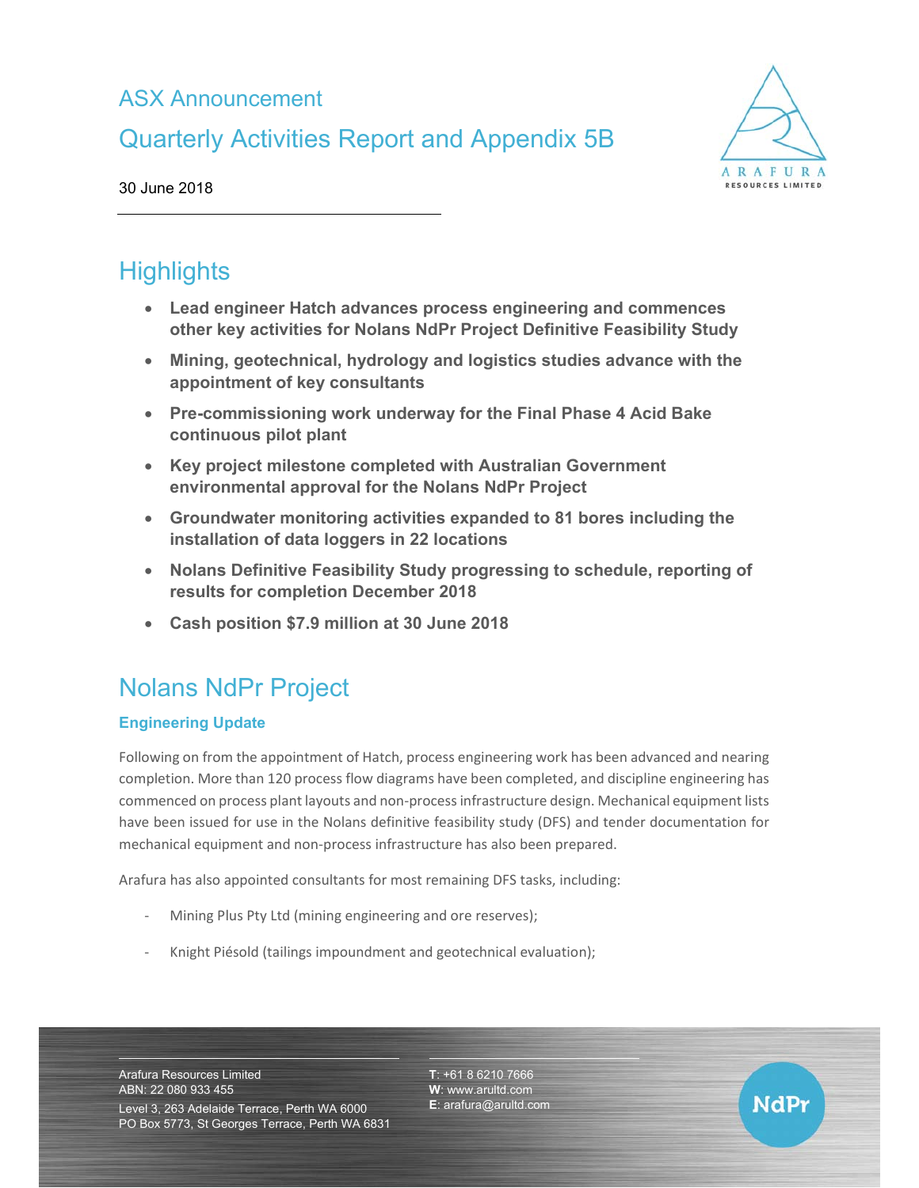# ASX Announcement

## Quarterly Activities Report and Appendix 5B

30 June 2018

## Highlights

- **Lead engineer Hatch advances process engineering and commences other key activities for Nolans NdPr Project Definitive Feasibility Study**
- **Mining, geotechnical, hydrology and logistics studies advance with the appointment of key consultants**
- **Pre-commissioning work underway for the Final Phase 4 Acid Bake continuous pilot plant**
- **Key project milestone completed with Australian Government environmental approval for the Nolans NdPr Project**
- **Groundwater monitoring activities expanded to 81 bores including the installation of data loggers in 22 locations**
- **Nolans Definitive Feasibility Study progressing to schedule, reporting of results for completion December 2018**
- **Cash position $7.9 million at 30 June 2018**

## Nolans NdPr Project

### Engineering Update

Following on from the appointment of Hatch, process engineering work has been advanced and nearing completion. More than 120 process flow diagrams have been completed, and discipline engineering has commenced on process plant layouts and non-process infrastructure design. Mechanical equipment lists have been issued for use in the Nolans definitive feasibility study (DFS) and tender documentation for mechanical equipment and non-process infrastructure has also been prepared.

Arafura has also appointed consultants for most remaining DFS tasks, including:

- Mining Plus Pty Ltd (mining engineering and ore reserves);
- Knight Piésold (tailings impoundment and geotechnical evaluation);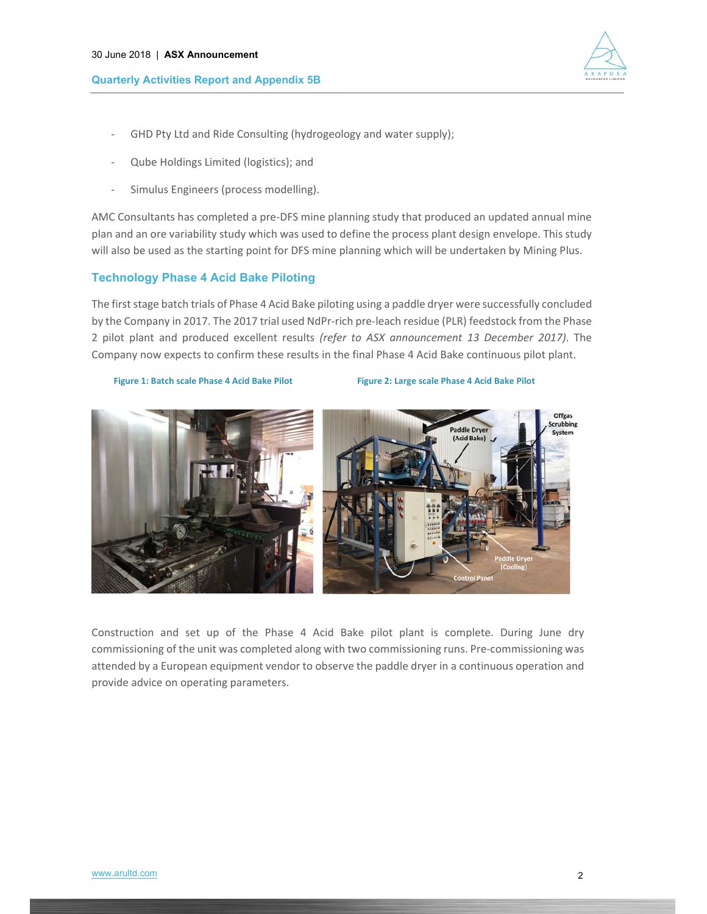- GHD Pty Ltd and Ride Consulting (hydrogeology and water supply);
- Qube Holdings Limited (logistics); and
- Simulus Engineers (process modelling).

AMC Consultants has completed a pre-DFS mine planning study that produced an updated annual mine plan and an ore variability study which was used to define the process plant design envelope. This study will also be used as the starting point for DFS mine planning which will be undertaken by Mining Plus.

## Technology Phase 4 Acid Bake Piloting

The first stage batch trials of Phase 4 Acid Bake piloting using a paddle dryer were successfully concluded by the Company in 2017. The 2017 trial used NdPr-rich pre-leach residue (PLR) feedstock from the Phase 2 pilot plant and produced excellent results *(refer to ASX announcement 13 December 2017)*. The Company now expects to confirm these results in the final Phase 4 Acid Bake continuous pilot plant.

**Figure 1: Batch scale Phase 4 Acid Bake Pilot**

**Figure 2: Large scale Phase 4 Acid Bake Pilot**

Paddle Dryer (Acid Bake)
Offgas Scrubbing System
Paddle Dryer (Cooling)
Control Panel

Construction and set up of the Phase 4 Acid Bake pilot plant is complete. During June dry commissioning of the unit was completed along with two commissioning runs. Pre-commissioning was attended by a European equipment vendor to observe the paddle dryer in a continuous operation and provide advice on operating parameters.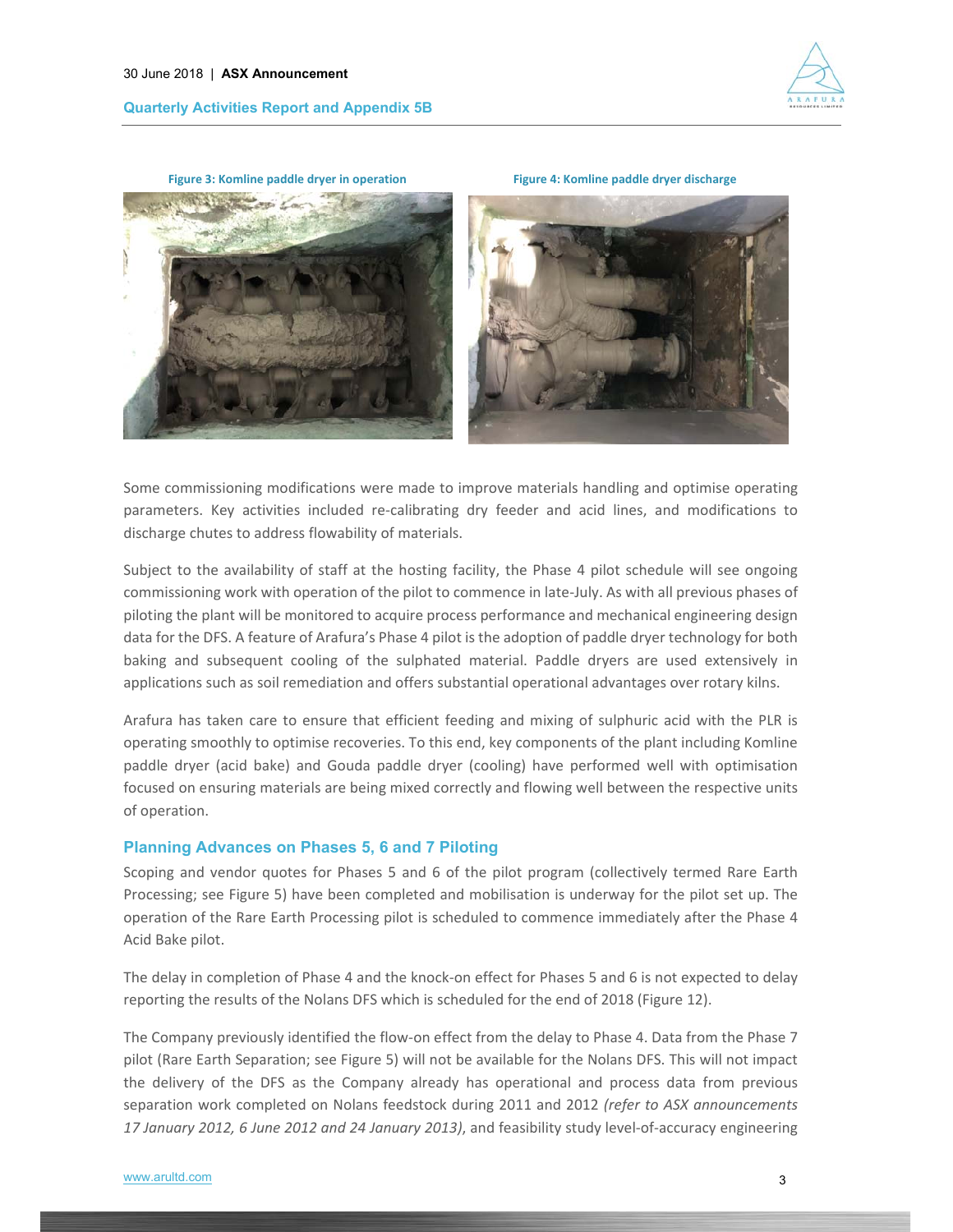Figure 3: Komline paddle dryer in operation

Figure 4: Komline paddle dryer discharge

Some commissioning modifications were made to improve materials handling and optimise operating parameters. Key activities included re-calibrating dry feeder and acid lines, and modifications to discharge chutes to address flowability of materials.

Subject to the availability of staff at the hosting facility, the Phase 4 pilot schedule will see ongoing commissioning work with operation of the pilot to commence in late-July. As with all previous phases of piloting the plant will be monitored to acquire process performance and mechanical engineering design data for the DFS. A feature of Arafura's Phase 4 pilot is the adoption of paddle dryer technology for both baking and subsequent cooling of the sulphated material. Paddle dryers are used extensively in applications such as soil remediation and offers substantial operational advantages over rotary kilns.

Arafura has taken care to ensure that efficient feeding and mixing of sulphuric acid with the PLR is operating smoothly to optimise recoveries. To this end, key components of the plant including Komline paddle dryer (acid bake) and Gouda paddle dryer (cooling) have performed well with optimisation focused on ensuring materials are being mixed correctly and flowing well between the respective units of operation.

## Planning Advances on Phases 5, 6 and 7 Piloting

Scoping and vendor quotes for Phases 5 and 6 of the pilot program (collectively termed Rare Earth Processing; see Figure 5) have been completed and mobilisation is underway for the pilot set up. The operation of the Rare Earth Processing pilot is scheduled to commence immediately after the Phase 4 Acid Bake pilot.

The delay in completion of Phase 4 and the knock-on effect for Phases 5 and 6 is not expected to delay reporting the results of the Nolans DFS which is scheduled for the end of 2018 (Figure 12).

The Company previously identified the flow-on effect from the delay to Phase 4. Data from the Phase 7 pilot (Rare Earth Separation; see Figure 5) will not be available for the Nolans DFS. This will not impact the delivery of the DFS as the Company already has operational and process data from previous separation work completed on Nolans feedstock during 2011 and 2012 *(refer to ASX announcements 17 January 2012, 6 June 2012 and 24 January 2013)*, and feasibility study level-of-accuracy engineering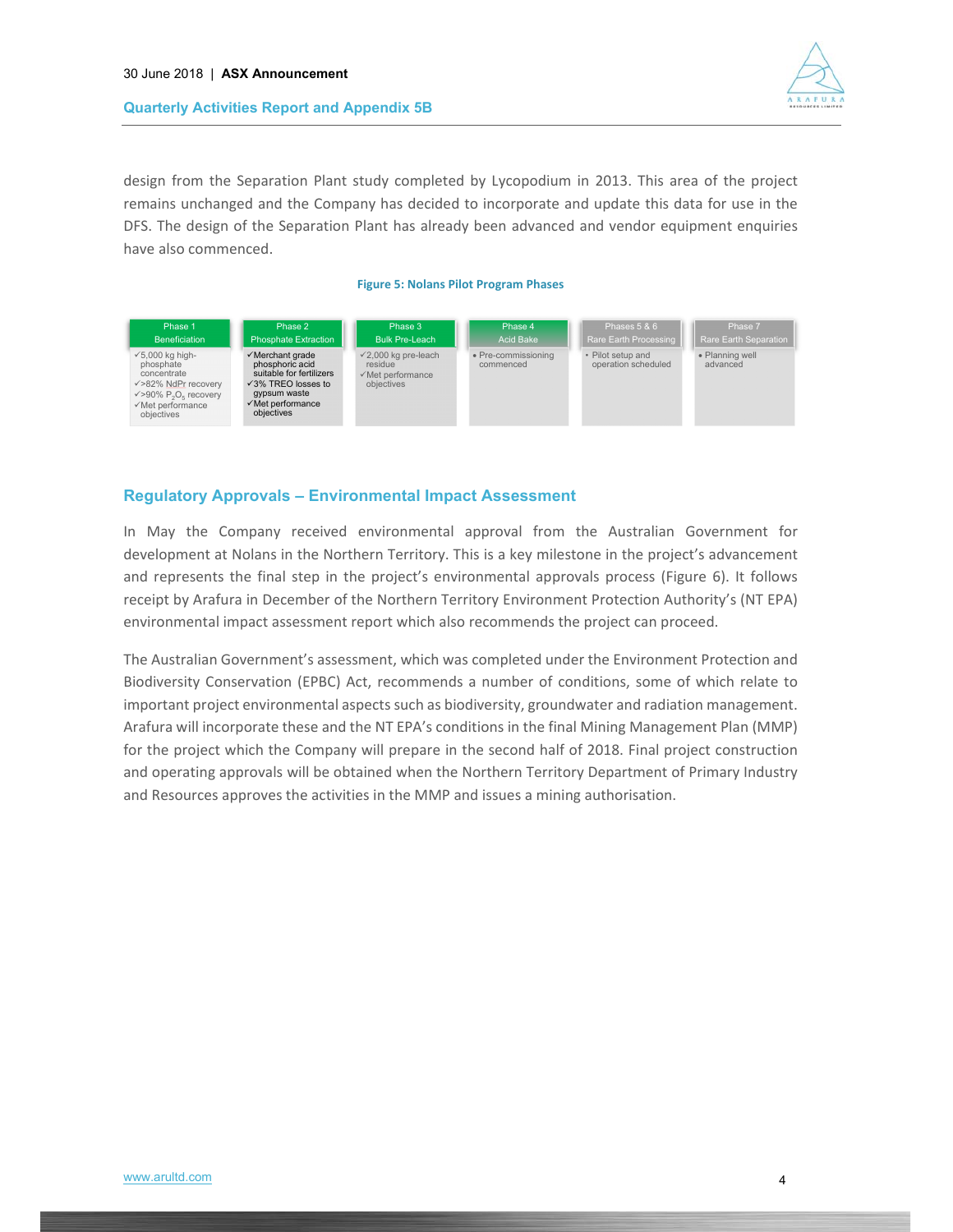design from the Separation Plant study completed by Lycopodium in 2013. This area of the project remains unchanged and the Company has decided to incorporate and update this data for use in the DFS. The design of the Separation Plant has already been advanced and vendor equipment enquiries have also commenced.

**Figure 5: Nolans Pilot Program Phases**

| Phase 1 Beneficiation | Phase 2 Phosphate Extraction | Phase 3 Bulk Pre-Leach | Phase 4 Acid Bake | Phases 5 & 6 Rare Earth Processing | Phase 7 Rare Earth Separation |
|---|---|---|---|---|---|
| ✓5,000 kg high-phosphate concentrate<br>✓>82% NdPr recovery<br>✓>90% $P_2O_5$ recovery<br>✓Met performance objectives | ✓Merchant grade phosphoric acid suitable for fertilizers<br>✓3% TREO losses to gypsum waste<br>✓Met performance objectives | ✓2,000 kg pre-leach residue<br>✓Met performance objectives | • Pre-commissioning commenced | • Pilot setup and operation scheduled | • Planning well advanced |

## Regulatory Approvals – Environmental Impact Assessment

In May the Company received environmental approval from the Australian Government for development at Nolans in the Northern Territory. This is a key milestone in the project's advancement and represents the final step in the project's environmental approvals process (Figure 6). It follows receipt by Arafura in December of the Northern Territory Environment Protection Authority's (NT EPA) environmental impact assessment report which also recommends the project can proceed.

The Australian Government's assessment, which was completed under the Environment Protection and Biodiversity Conservation (EPBC) Act, recommends a number of conditions, some of which relate to important project environmental aspects such as biodiversity, groundwater and radiation management. Arafura will incorporate these and the NT EPA's conditions in the final Mining Management Plan (MMP) for the project which the Company will prepare in the second half of 2018. Final project construction and operating approvals will be obtained when the Northern Territory Department of Primary Industry and Resources approves the activities in the MMP and issues a mining authorisation.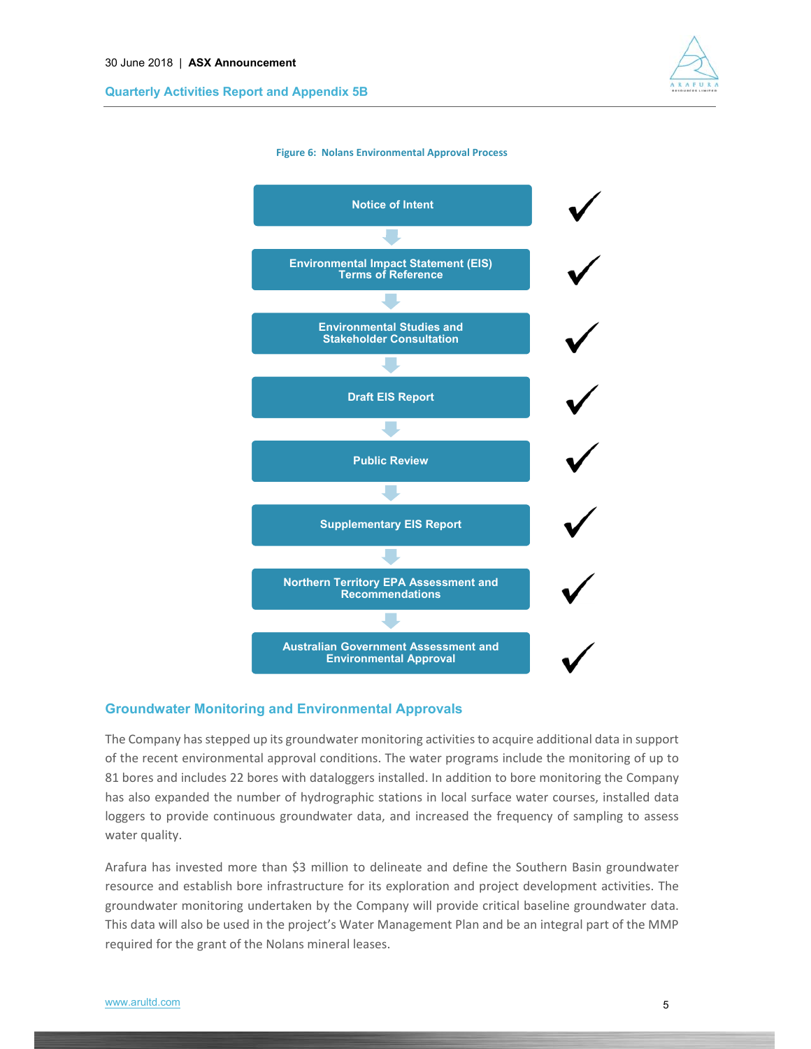Figure 6: Nolans Environmental Approval Process

Notice of Intent ✓

Environmental Impact Statement (EIS) Terms of Reference ✓

Environmental Studies and Stakeholder Consultation ✓

Draft EIS Report ✓

Public Review ✓

Supplementary EIS Report ✓

Northern Territory EPA Assessment and Recommendations ✓

Australian Government Assessment and Environmental Approval ✓

## Groundwater Monitoring and Environmental Approvals

The Company has stepped up its groundwater monitoring activities to acquire additional data in support of the recent environmental approval conditions. The water programs include the monitoring of up to 81 bores and includes 22 bores with dataloggers installed. In addition to bore monitoring the Company has also expanded the number of hydrographic stations in local surface water courses, installed data loggers to provide continuous groundwater data, and increased the frequency of sampling to assess water quality.

Arafura has invested more than $3 million to delineate and define the Southern Basin groundwater resource and establish bore infrastructure for its exploration and project development activities. The groundwater monitoring undertaken by the Company will provide critical baseline groundwater data. This data will also be used in the project's Water Management Plan and be an integral part of the MMP required for the grant of the Nolans mineral leases.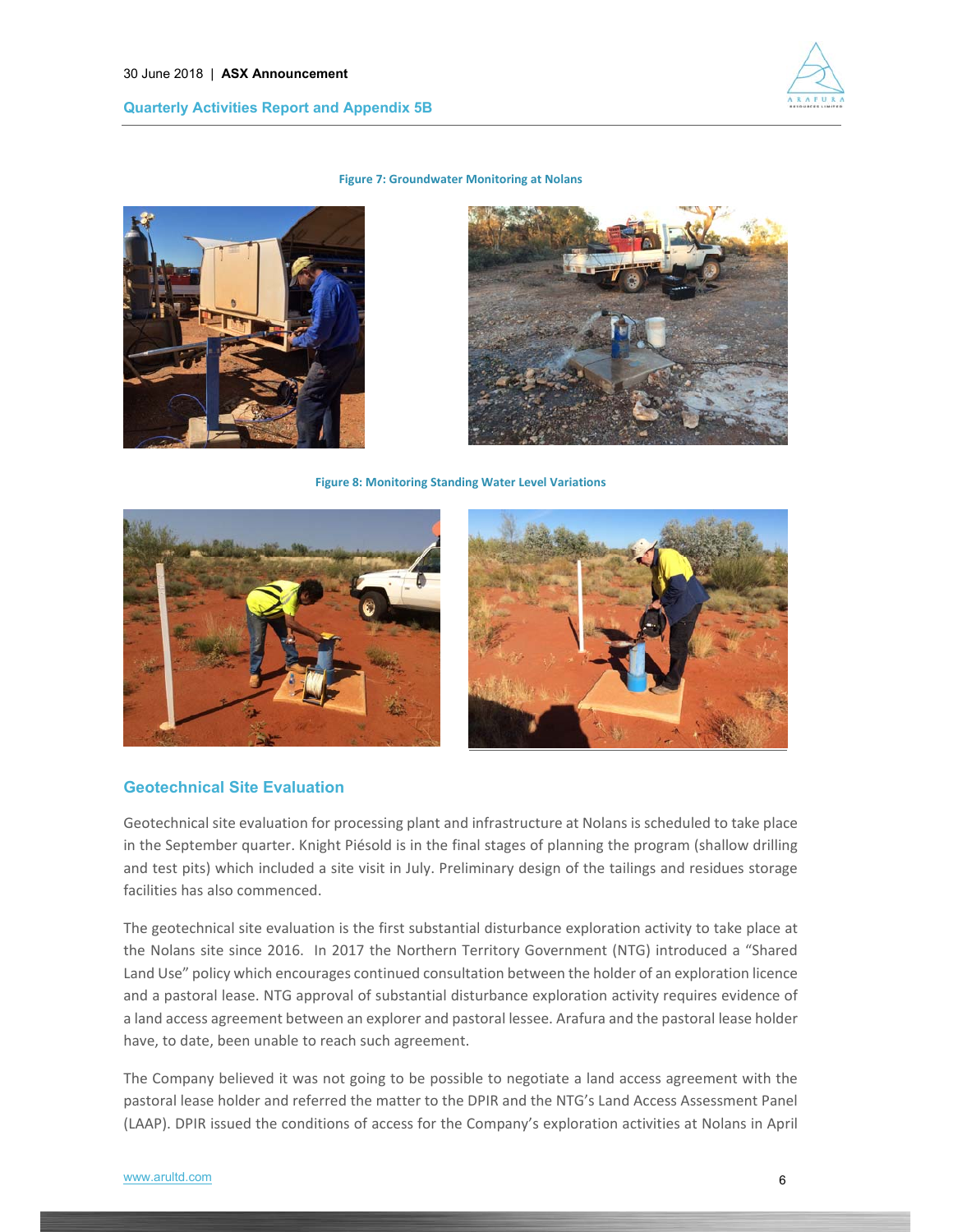Figure 7: Groundwater Monitoring at Nolans

Figure 8: Monitoring Standing Water Level Variations

## Geotechnical Site Evaluation

Geotechnical site evaluation for processing plant and infrastructure at Nolans is scheduled to take place in the September quarter. Knight Piésold is in the final stages of planning the program (shallow drilling and test pits) which included a site visit in July. Preliminary design of the tailings and residues storage facilities has also commenced.

The geotechnical site evaluation is the first substantial disturbance exploration activity to take place at the Nolans site since 2016. In 2017 the Northern Territory Government (NTG) introduced a "Shared Land Use" policy which encourages continued consultation between the holder of an exploration licence and a pastoral lease. NTG approval of substantial disturbance exploration activity requires evidence of a land access agreement between an explorer and pastoral lessee. Arafura and the pastoral lease holder have, to date, been unable to reach such agreement.

The Company believed it was not going to be possible to negotiate a land access agreement with the pastoral lease holder and referred the matter to the DPIR and the NTG's Land Access Assessment Panel (LAAP). DPIR issued the conditions of access for the Company's exploration activities at Nolans in April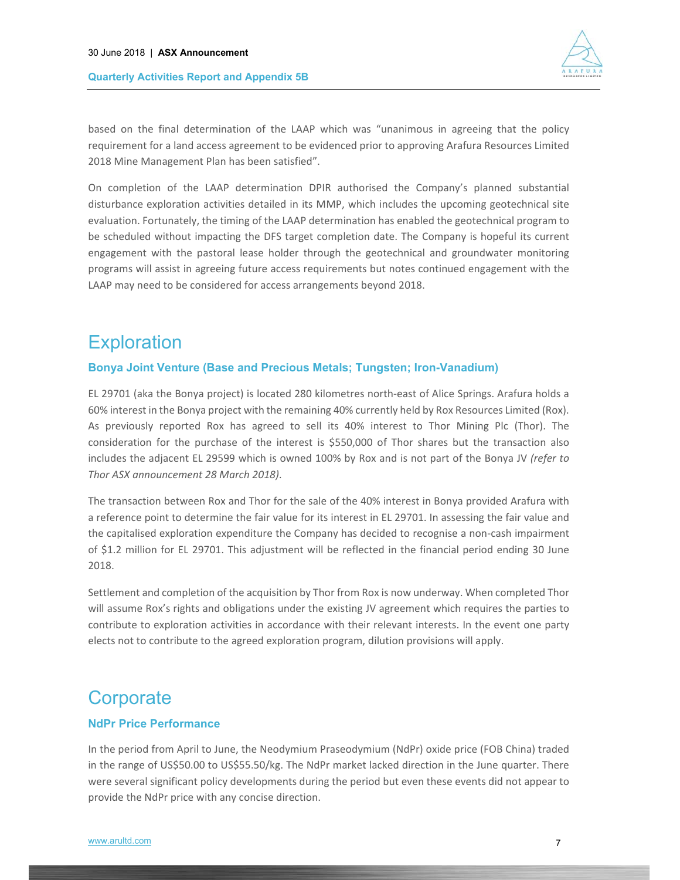based on the final determination of the LAAP which was "unanimous in agreeing that the policy requirement for a land access agreement to be evidenced prior to approving Arafura Resources Limited 2018 Mine Management Plan has been satisfied".

On completion of the LAAP determination DPIR authorised the Company's planned substantial disturbance exploration activities detailed in its MMP, which includes the upcoming geotechnical site evaluation. Fortunately, the timing of the LAAP determination has enabled the geotechnical program to be scheduled without impacting the DFS target completion date. The Company is hopeful its current engagement with the pastoral lease holder through the geotechnical and groundwater monitoring programs will assist in agreeing future access requirements but notes continued engagement with the LAAP may need to be considered for access arrangements beyond 2018.

# Exploration

### Bonya Joint Venture (Base and Precious Metals; Tungsten; Iron-Vanadium)

EL 29701 (aka the Bonya project) is located 280 kilometres north-east of Alice Springs. Arafura holds a 60% interest in the Bonya project with the remaining 40% currently held by Rox Resources Limited (Rox). As previously reported Rox has agreed to sell its 40% interest to Thor Mining Plc (Thor). The consideration for the purchase of the interest is $550,000 of Thor shares but the transaction also includes the adjacent EL 29599 which is owned 100% by Rox and is not part of the Bonya JV *(refer to Thor ASX announcement 28 March 2018)*.

The transaction between Rox and Thor for the sale of the 40% interest in Bonya provided Arafura with a reference point to determine the fair value for its interest in EL 29701. In assessing the fair value and the capitalised exploration expenditure the Company has decided to recognise a non-cash impairment of $1.2 million for EL 29701. This adjustment will be reflected in the financial period ending 30 June 2018.

Settlement and completion of the acquisition by Thor from Rox is now underway. When completed Thor will assume Rox's rights and obligations under the existing JV agreement which requires the parties to contribute to exploration activities in accordance with their relevant interests. In the event one party elects not to contribute to the agreed exploration program, dilution provisions will apply.

# Corporate

### NdPr Price Performance

In the period from April to June, the Neodymium Praseodymium (NdPr) oxide price (FOB China) traded in the range of US$50.00 to US$55.50/kg. The NdPr market lacked direction in the June quarter. There were several significant policy developments during the period but even these events did not appear to provide the NdPr price with any concise direction.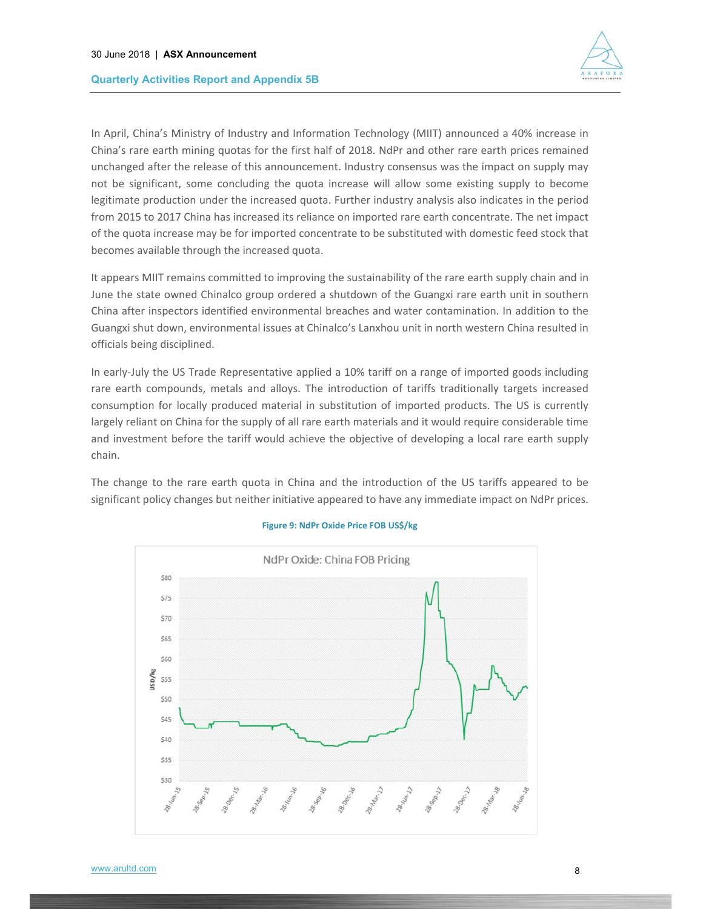In April, China's Ministry of Industry and Information Technology (MIIT) announced a 40% increase in China's rare earth mining quotas for the first half of 2018. NdPr and other rare earth prices remained unchanged after the release of this announcement. Industry consensus was the impact on supply may not be significant, some concluding the quota increase will allow some existing supply to become legitimate production under the increased quota. Further industry analysis also indicates in the period from 2015 to 2017 China has increased its reliance on imported rare earth concentrate. The net impact of the quota increase may be for imported concentrate to be substituted with domestic feed stock that becomes available through the increased quota.

It appears MIIT remains committed to improving the sustainability of the rare earth supply chain and in June the state owned Chinalco group ordered a shutdown of the Guangxi rare earth unit in southern China after inspectors identified environmental breaches and water contamination. In addition to the Guangxi shut down, environmental issues at Chinalco's Lanxhou unit in north western China resulted in officials being disciplined.

In early-July the US Trade Representative applied a 10% tariff on a range of imported goods including rare earth compounds, metals and alloys. The introduction of tariffs traditionally targets increased consumption for locally produced material in substitution of imported products. The US is currently largely reliant on China for the supply of all rare earth materials and it would require considerable time and investment before the tariff would achieve the objective of developing a local rare earth supply chain.

The change to the rare earth quota in China and the introduction of the US tariffs appeared to be significant policy changes but neither initiative appeared to have any immediate impact on NdPr prices.

**Figure 9: NdPr Oxide Price FOB US$/kg**

NdPr Oxide: China FOB Pricing

USD/kg

$80
$75
$70
$65
$60
$55
$50
$45
$40
$35
$30

28-Jun-15
28-Sep-15
28-Dec-15
28-Mar-16
28-Jun-16
28-Sep-16
28-Dec-16
28-Mar-17
28-Jun-17
28-Sep-17
28-Dec-17
28-Mar-18
28-Jun-18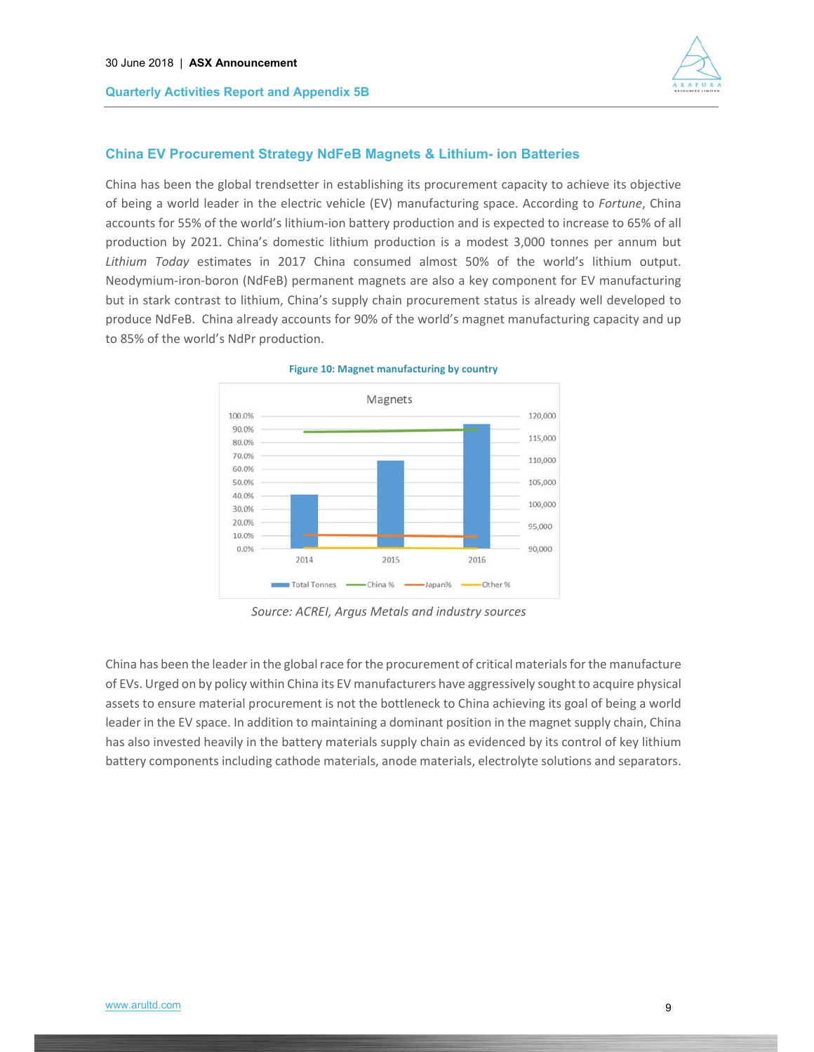## China EV Procurement Strategy NdFeB Magnets & Lithium- ion Batteries

China has been the global trendsetter in establishing its procurement capacity to achieve its objective of being a world leader in the electric vehicle (EV) manufacturing space. According to *Fortune*, China accounts for 55% of the world's lithium-ion battery production and is expected to increase to 65% of all production by 2021. China's domestic lithium production is a modest 3,000 tonnes per annum but *Lithium Today* estimates in 2017 China consumed almost 50% of the world's lithium output. Neodymium-iron-boron (NdFeB) permanent magnets are also a key component for EV manufacturing but in stark contrast to lithium, China's supply chain procurement status is already well developed to produce NdFeB. China already accounts for 90% of the world's magnet manufacturing capacity and up to 85% of the world's NdPr production.

**Figure 10: Magnet manufacturing by country**

Magnets

100.0%
90.0%
80.0%
70.0%
60.0%
50.0%
40.0%
30.0%
20.0%
10.0%
0.0%

120,000
115,000
110,000
105,000
100,000
95,000
90,000

2014
2015
2016

Total Tonnes
China %
Japan%
Other %

*Source: ACREI, Argus Metals and industry sources*

China has been the leader in the global race for the procurement of critical materials for the manufacture of EVs. Urged on by policy within China its EV manufacturers have aggressively sought to acquire physical assets to ensure material procurement is not the bottleneck to China achieving its goal of being a world leader in the EV space. In addition to maintaining a dominant position in the magnet supply chain, China has also invested heavily in the battery materials supply chain as evidenced by its control of key lithium battery components including cathode materials, anode materials, electrolyte solutions and separators.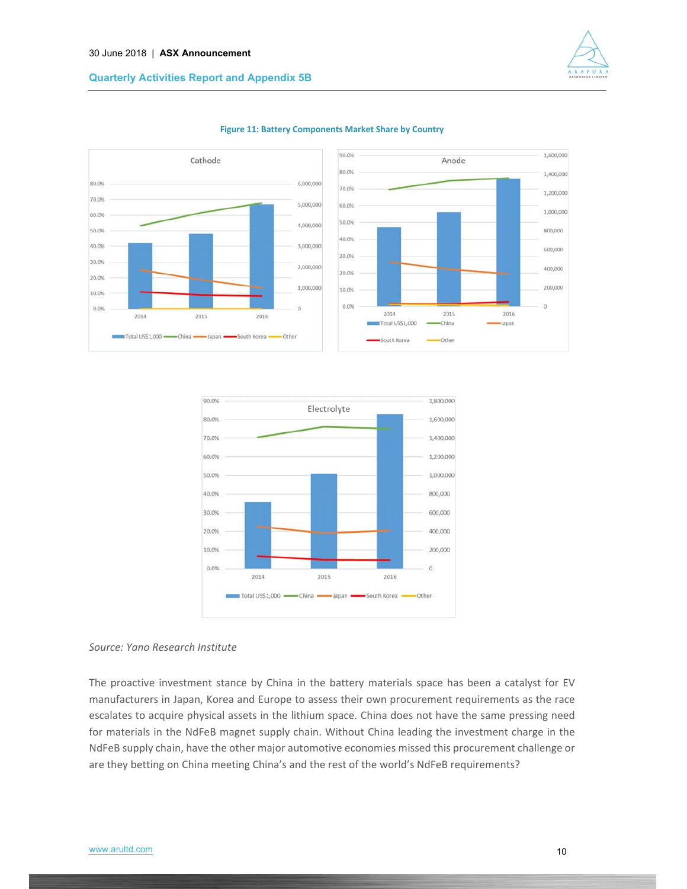Figure 11: Battery Components Market Share by Country

Cathode

80.0%
70.0%
60.0%
50.0%
40.0%
30.0%
20.0%
10.0%
0.0%

6,000,000
5,000,000
4,000,000
3,000,000
2,000,000
1,000,000
0

2014
2015
2016

Total US$1,000 China Japan South Korea Other

Anode

90.0%
80.0%
70.0%
60.0%
50.0%
40.0%
30.0%
20.0%
10.0%
0.0%

1,600,000
1,400,000
1,200,000
1,000,000
800,000
600,000
400,000
200,000
0

2014
2015
2016

Total US$1,000 China Japan South Korea Other

Electrolyte

90.0%
80.0%
70.0%
60.0%
50.0%
40.0%
30.0%
20.0%
10.0%
0.0%

1,800,000
1,600,000
1,400,000
1,200,000
1,000,000
800,000
600,000
400,000
200,000
0

2014
2015
2016

Total US$1,000 China Japan South Korea Other

*Source: Yano Research Institute*

The proactive investment stance by China in the battery materials space has been a catalyst for EV manufacturers in Japan, Korea and Europe to assess their own procurement requirements as the race escalates to acquire physical assets in the lithium space. China does not have the same pressing need for materials in the NdFeB magnet supply chain. Without China leading the investment charge in the NdFeB supply chain, have the other major automotive economies missed this procurement challenge or are they betting on China meeting China's and the rest of the world's NdFeB requirements?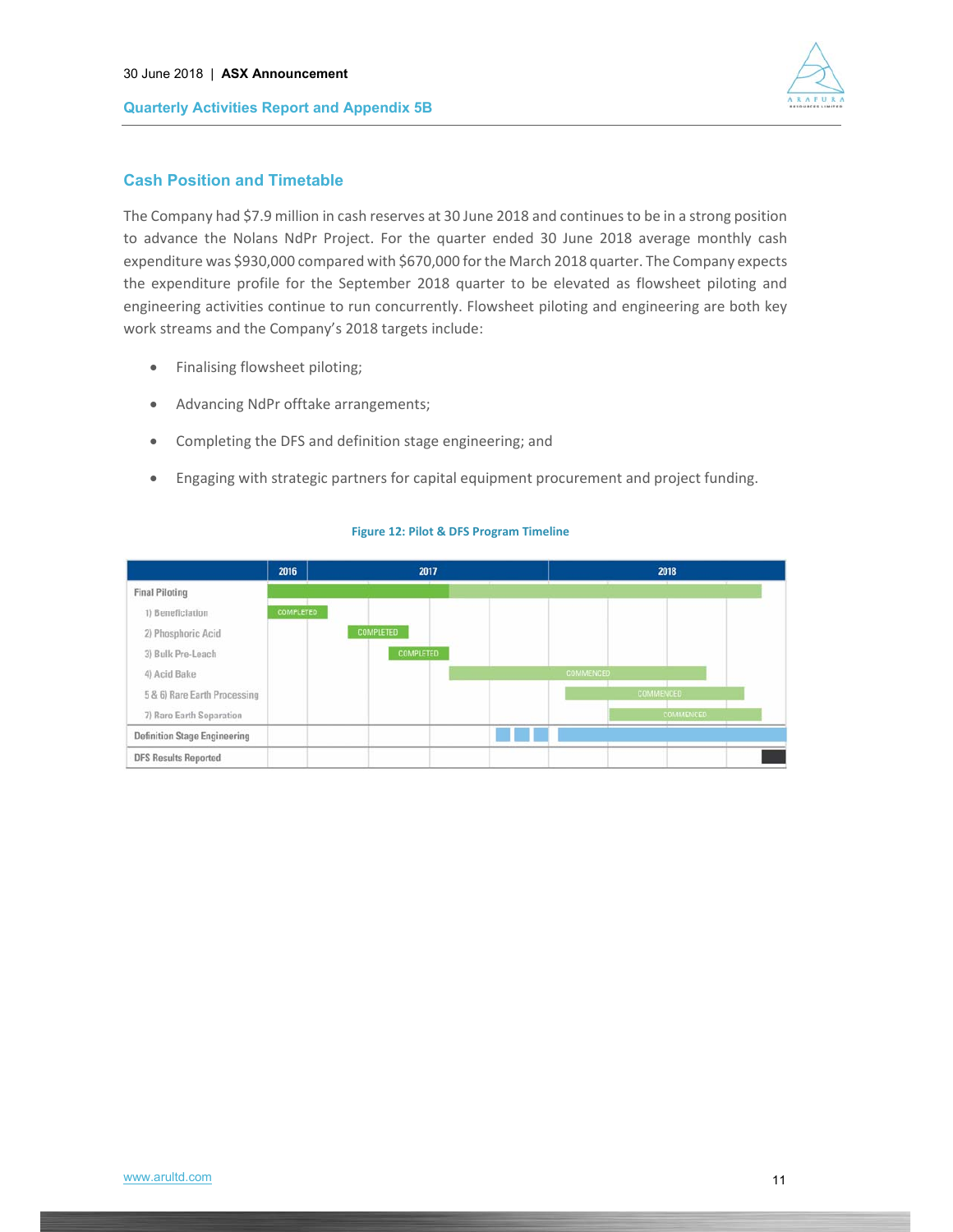## Cash Position and Timetable

The Company had $7.9 million in cash reserves at 30 June 2018 and continues to be in a strong position to advance the Nolans NdPr Project. For the quarter ended 30 June 2018 average monthly cash expenditure was $930,000 compared with $670,000 for the March 2018 quarter. The Company expects the expenditure profile for the September 2018 quarter to be elevated as flowsheet piloting and engineering activities continue to run concurrently. Flowsheet piloting and engineering are both key work streams and the Company's 2018 targets include:

- Finalising flowsheet piloting;
- Advancing NdPr offtake arrangements;
- Completing the DFS and definition stage engineering; and
- Engaging with strategic partners for capital equipment procurement and project funding.

**Figure 12: Pilot & DFS Program Timeline**

2016
2017
2018

Final Piloting
1) Beneficiation — COMPLETED
2) Phosphoric Acid — COMPLETED
3) Bulk Pre-Leach — COMPLETED
4) Acid Bake — COMMENCED
5 & 6) Rare Earth Processing — COMMENCED
7) Rare Earth Separation — COMMENCED
Definition Stage Engineering
DFS Results Reported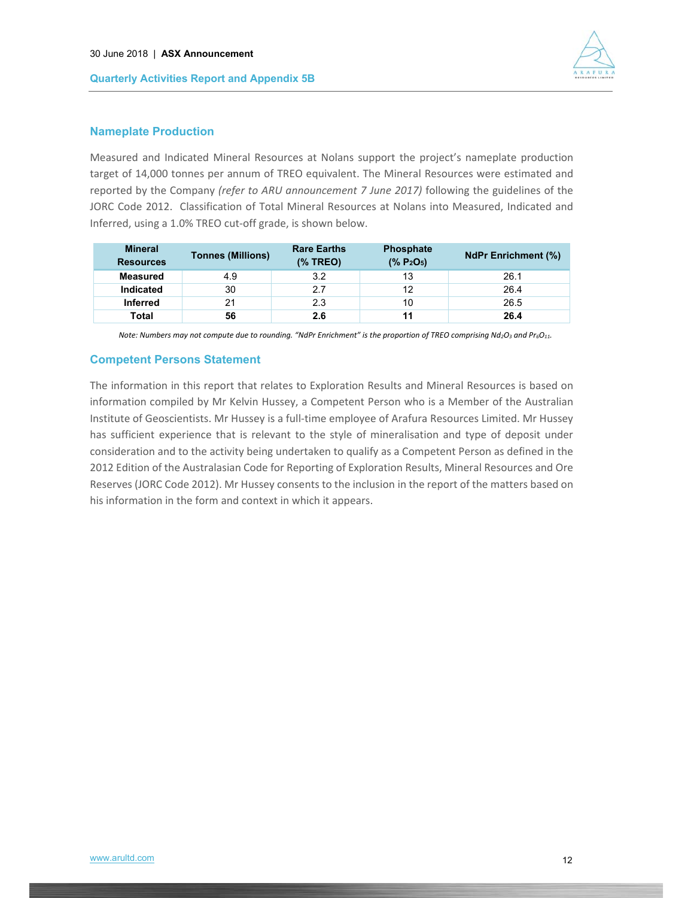## Nameplate Production

Measured and Indicated Mineral Resources at Nolans support the project's nameplate production target of 14,000 tonnes per annum of TREO equivalent. The Mineral Resources were estimated and reported by the Company *(refer to ARU announcement 7 June 2017)* following the guidelines of the JORC Code 2012. Classification of Total Mineral Resources at Nolans into Measured, Indicated and Inferred, using a 1.0% TREO cut-off grade, is shown below.

| Mineral Resources | Tonnes (Millions) | Rare Earths (% TREO) | Phosphate (% $P_2O_5$) | NdPr Enrichment (%) |
|---|---|---|---|---|
| **Measured** | 4.9 | 3.2 | 13 | 26.1 |
| **Indicated** | 30 | 2.7 | 12 | 26.4 |
| **Inferred** | 21 | 2.3 | 10 | 26.5 |
| **Total** | **56** | **2.6** | **11** | **26.4** |

*Note: Numbers may not compute due to rounding. "NdPr Enrichment" is the proportion of TREO comprising $Nd_2O_3$ and $Pr_6O_{11}$.*

## Competent Persons Statement

The information in this report that relates to Exploration Results and Mineral Resources is based on information compiled by Mr Kelvin Hussey, a Competent Person who is a Member of the Australian Institute of Geoscientists. Mr Hussey is a full-time employee of Arafura Resources Limited. Mr Hussey has sufficient experience that is relevant to the style of mineralisation and type of deposit under consideration and to the activity being undertaken to qualify as a Competent Person as defined in the 2012 Edition of the Australasian Code for Reporting of Exploration Results, Mineral Resources and Ore Reserves (JORC Code 2012). Mr Hussey consents to the inclusion in the report of the matters based on his information in the form and context in which it appears.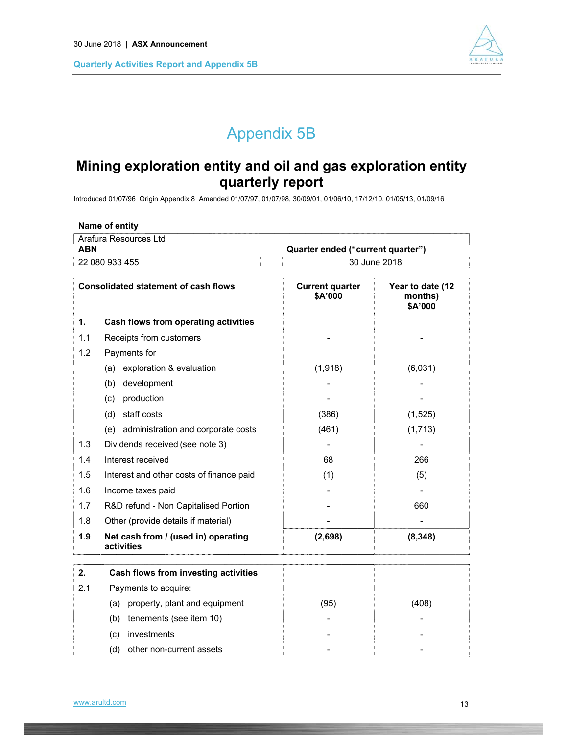# Appendix 5B

## Mining exploration entity and oil and gas exploration entity quarterly report

Introduced 01/07/96 Origin Appendix 8 Amended 01/07/97, 01/07/98, 30/09/01, 01/06/10, 17/12/10, 01/05/13, 01/09/16

| Name of entity | |
|---|---|
| Arafura Resources Ltd | |
| **ABN** | **Quarter ended ("current quarter")** |
| 22 080 933 455 | 30 June 2018 |

| | Consolidated statement of cash flows | Current quarter $A'000 | Year to date (12 months) $A'000 |
|---|---|---|---|
| **1.** | **Cash flows from operating activities** | | |
| 1.1 | Receipts from customers | - | - |
| 1.2 | Payments for | | |
| | (a) exploration & evaluation | (1,918) | (6,031) |
| | (b) development | - | - |
| | (c) production | - | - |
| | (d) staff costs | (386) | (1,525) |
| | (e) administration and corporate costs | (461) | (1,713) |
| 1.3 | Dividends received (see note 3) | - | - |
| 1.4 | Interest received | 68 | 266 |
| 1.5 | Interest and other costs of finance paid | (1) | (5) |
| 1.6 | Income taxes paid | - | - |
| 1.7 | R&D refund - Non Capitalised Portion | - | 660 |
| 1.8 | Other (provide details if material) | - | - |
| **1.9** | **Net cash from / (used in) operating activities** | **(2,698)** | **(8,348)** |

| | | | |
|---|---|---|---|
| **2.** | **Cash flows from investing activities** | | |
| 2.1 | Payments to acquire: | | |
| | (a) property, plant and equipment | (95) | (408) |
| | (b) tenements (see item 10) | - | - |
| | (c) investments | - | - |
| | (d) other non-current assets | - | - |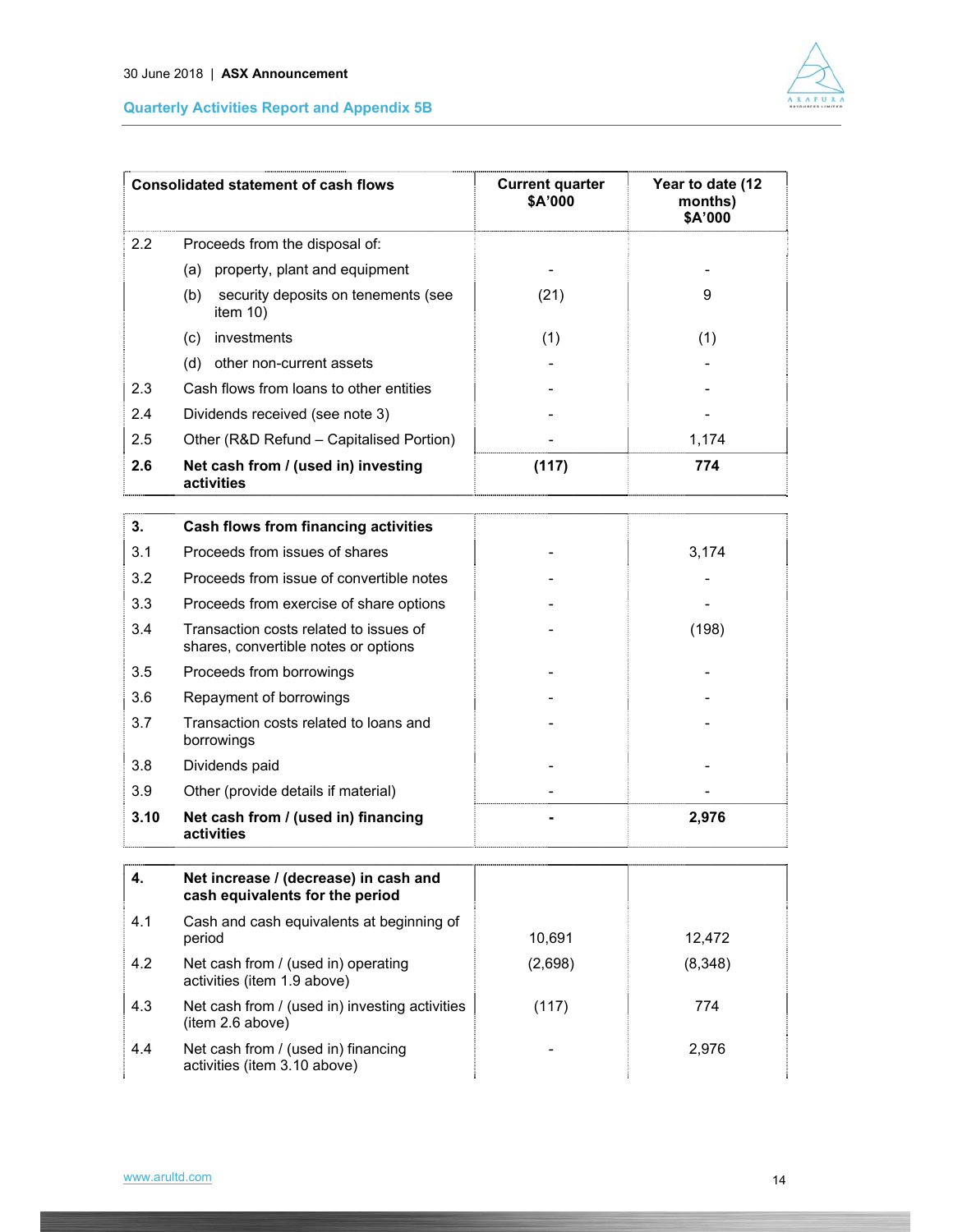| Consolidated statement of cash flows | | Current quarter $A'000 | Year to date (12 months) $A'000 |
|---|---|---|---|
| 2.2 | Proceeds from the disposal of: | | |
| | (a) property, plant and equipment | - | - |
| | (b) security deposits on tenements (see item 10) | (21) | 9 |
| | (c) investments | (1) | (1) |
| | (d) other non-current assets | - | - |
| 2.3 | Cash flows from loans to other entities | - | - |
| 2.4 | Dividends received (see note 3) | - | - |
| 2.5 | Other (R&D Refund – Capitalised Portion) | - | 1,174 |
| **2.6** | **Net cash from / (used in) investing activities** | **(117)** | **774** |
| **3.** | **Cash flows from financing activities** | | |
| 3.1 | Proceeds from issues of shares | - | 3,174 |
| 3.2 | Proceeds from issue of convertible notes | - | - |
| 3.3 | Proceeds from exercise of share options | - | - |
| 3.4 | Transaction costs related to issues of shares, convertible notes or options | - | (198) |
| 3.5 | Proceeds from borrowings | - | - |
| 3.6 | Repayment of borrowings | - | - |
| 3.7 | Transaction costs related to loans and borrowings | - | - |
| 3.8 | Dividends paid | - | - |
| 3.9 | Other (provide details if material) | - | - |
| **3.10** | **Net cash from / (used in) financing activities** | **-** | **2,976** |
| **4.** | **Net increase / (decrease) in cash and cash equivalents for the period** | | |
| 4.1 | Cash and cash equivalents at beginning of period | 10,691 | 12,472 |
| 4.2 | Net cash from / (used in) operating activities (item 1.9 above) | (2,698) | (8,348) |
| 4.3 | Net cash from / (used in) investing activities (item 2.6 above) | (117) | 774 |
| 4.4 | Net cash from / (used in) financing activities (item 3.10 above) | - | 2,976 |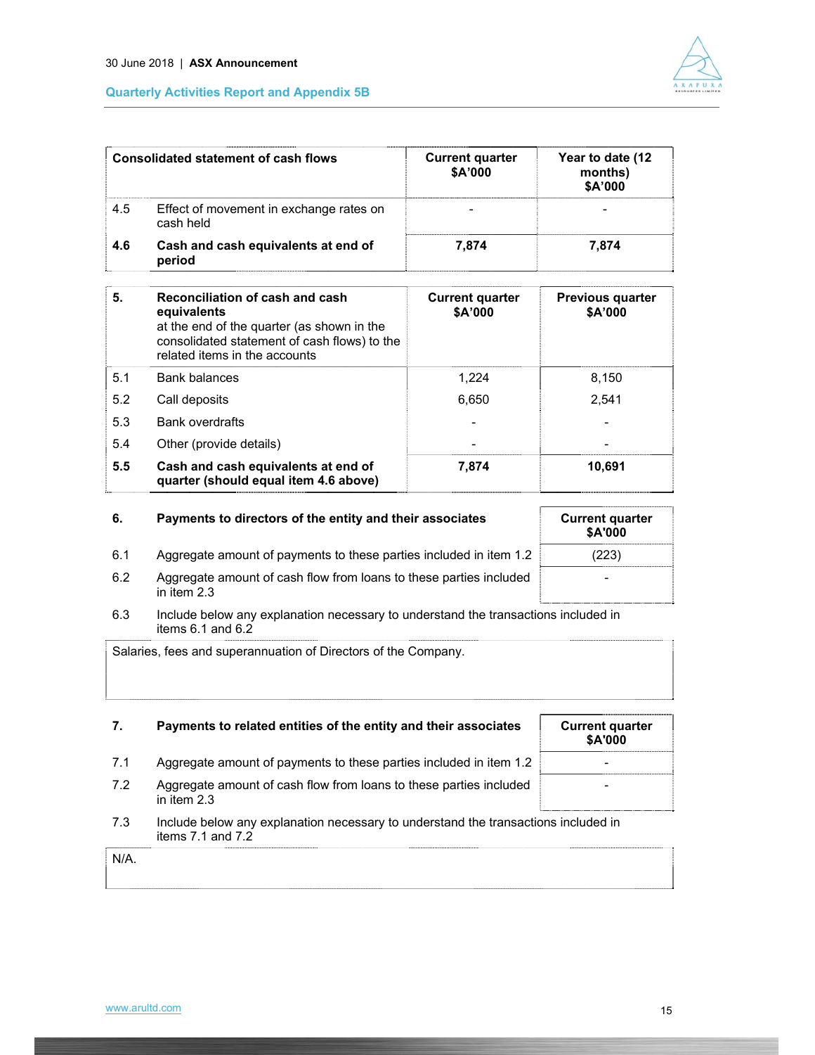| Consolidated statement of cash flows | | Current quarter $A'000 | Year to date (12 months) $A'000 |
|---|---|---|---|
| 4.5 | Effect of movement in exchange rates on cash held | - | - |
| **4.6** | **Cash and cash equivalents at end of period** | **7,874** | **7,874** |

| **5.** | **Reconciliation of cash and cash equivalents** at the end of the quarter (as shown in the consolidated statement of cash flows) to the related items in the accounts | **Current quarter $A'000** | **Previous quarter $A'000** |
|---|---|---|---|
| 5.1 | Bank balances | 1,224 | 8,150 |
| 5.2 | Call deposits | 6,650 | 2,541 |
| 5.3 | Bank overdrafts | - | - |
| 5.4 | Other (provide details) | - | - |
| **5.5** | **Cash and cash equivalents at end of quarter (should equal item 4.6 above)** | **7,874** | **10,691** |

| **6.** | **Payments to directors of the entity and their associates** | **Current quarter $A'000** |
|---|---|---|
| 6.1 | Aggregate amount of payments to these parties included in item 1.2 | (223) |
| 6.2 | Aggregate amount of cash flow from loans to these parties included in item 2.3 | - |

6.3 Include below any explanation necessary to understand the transactions included in items 6.1 and 6.2

Salaries, fees and superannuation of Directors of the Company.

| **7.** | **Payments to related entities of the entity and their associates** | **Current quarter $A'000** |
|---|---|---|
| 7.1 | Aggregate amount of payments to these parties included in item 1.2 | - |
| 7.2 | Aggregate amount of cash flow from loans to these parties included in item 2.3 | - |

7.3 Include below any explanation necessary to understand the transactions included in items 7.1 and 7.2

N/A.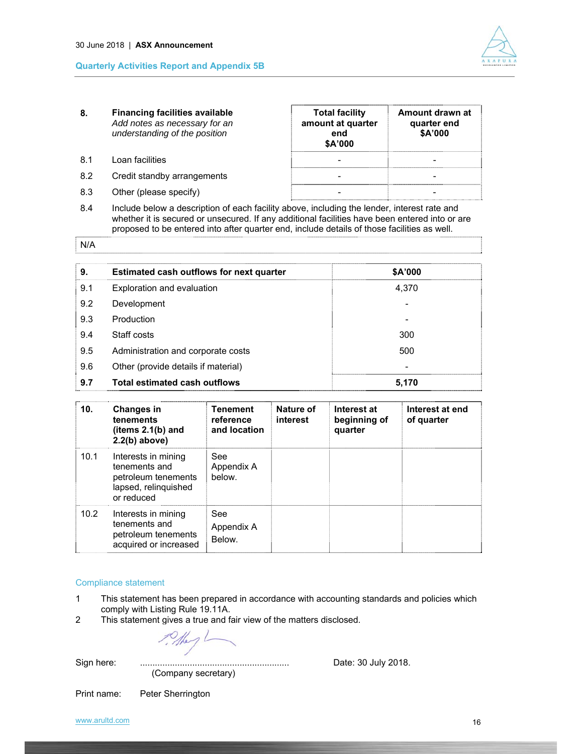| 8. | Financing facilities available<br>*Add notes as necessary for an understanding of the position* | Total facility amount at quarter end<br>$A'000 | Amount drawn at quarter end<br>$A'000 |
|---|---|---|---|
| 8.1 | Loan facilities | - | - |
| 8.2 | Credit standby arrangements | - | - |
| 8.3 | Other (please specify) | - | - |

8.4 Include below a description of each facility above, including the lender, interest rate and whether it is secured or unsecured. If any additional facilities have been entered into or are proposed to be entered into after quarter end, include details of those facilities as well.

N/A

| 9. | Estimated cash outflows for next quarter | $A'000 |
|---|---|---|
| 9.1 | Exploration and evaluation | 4,370 |
| 9.2 | Development | - |
| 9.3 | Production | - |
| 9.4 | Staff costs | 300 |
| 9.5 | Administration and corporate costs | 500 |
| 9.6 | Other (provide details if material) | - |
| **9.7** | **Total estimated cash outflows** | **5,170** |

| 10. | Changes in tenements (items 2.1(b) and 2.2(b) above) | Tenement reference and location | Nature of interest | Interest at beginning of quarter | Interest at end of quarter |
|---|---|---|---|---|---|
| 10.1 | Interests in mining tenements and petroleum tenements lapsed, relinquished or reduced | See Appendix A below. | | | |
| 10.2 | Interests in mining tenements and petroleum tenements acquired or increased | See Appendix A Below. | | | |

## Compliance statement

1. This statement has been prepared in accordance with accounting standards and policies which comply with Listing Rule 19.11A.
2. This statement gives a true and fair view of the matters disclosed.

Sign here: ............................................................ (Company secretary)

Date: 30 July 2018.

Print name: Peter Sherrington

www.arultd.com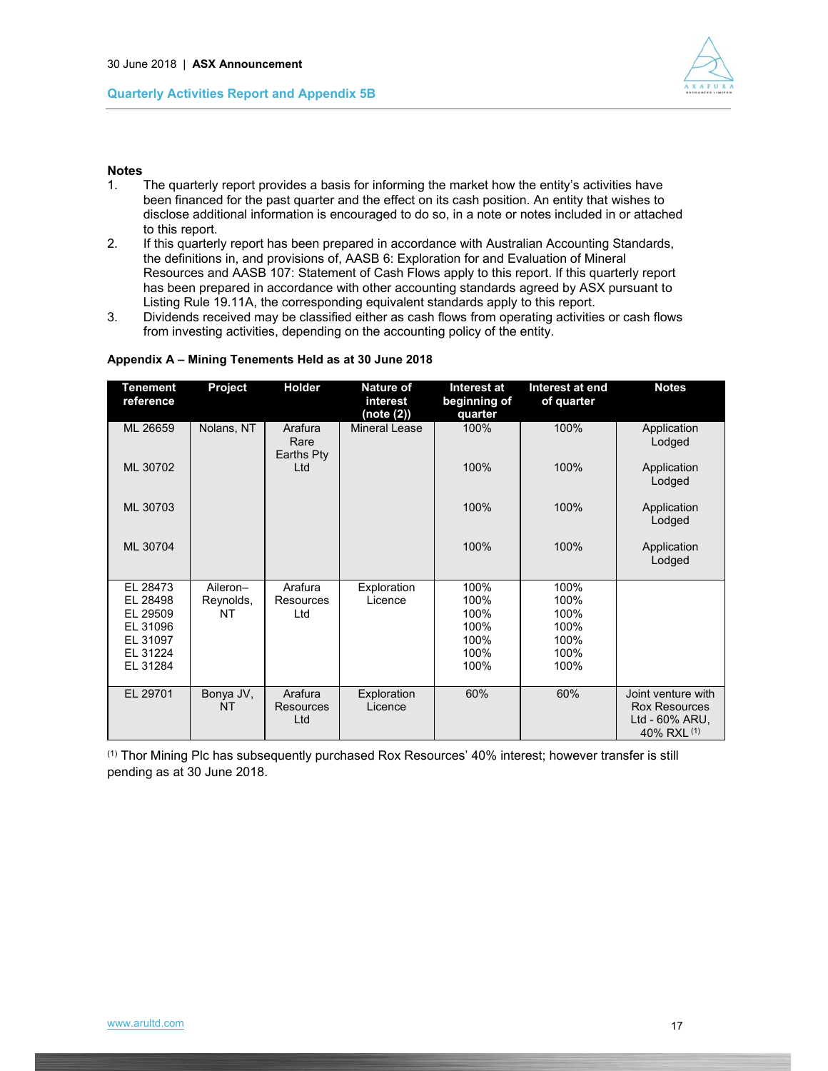**Notes**

1. The quarterly report provides a basis for informing the market how the entity's activities have been financed for the past quarter and the effect on its cash position. An entity that wishes to disclose additional information is encouraged to do so, in a note or notes included in or attached to this report.
2. If this quarterly report has been prepared in accordance with Australian Accounting Standards, the definitions in, and provisions of, AASB 6: Exploration for and Evaluation of Mineral Resources and AASB 107: Statement of Cash Flows apply to this report. If this quarterly report has been prepared in accordance with other accounting standards agreed by ASX pursuant to Listing Rule 19.11A, the corresponding equivalent standards apply to this report.
3. Dividends received may be classified either as cash flows from operating activities or cash flows from investing activities, depending on the accounting policy of the entity.

**Appendix A – Mining Tenements Held as at 30 June 2018**

| Tenement reference | Project | Holder | Nature of interest (note (2)) | Interest at beginning of quarter | Interest at end of quarter | Notes |
|---|---|---|---|---|---|---|
| ML 26659 | Nolans, NT | Arafura Rare Earths Pty Ltd | Mineral Lease | 100% | 100% | Application Lodged |
| ML 30702 | | | | 100% | 100% | Application Lodged |
| ML 30703 | | | | 100% | 100% | Application Lodged |
| ML 30704 | | | | 100% | 100% | Application Lodged |
| EL 28473 | Aileron–Reynolds, NT | Arafura Resources Ltd | Exploration Licence | 100% | 100% | |
| EL 28498 | | | | 100% | 100% | |
| EL 29509 | | | | 100% | 100% | |
| EL 31096 | | | | 100% | 100% | |
| EL 31097 | | | | 100% | 100% | |
| EL 31224 | | | | 100% | 100% | |
| EL 31284 | | | | 100% | 100% | |
| EL 29701 | Bonya JV, NT | Arafura Resources Ltd | Exploration Licence | 60% | 60% | Joint venture with Rox Resources Ltd - 60% ARU, 40% RXL [1] |

[1] Thor Mining Plc has subsequently purchased Rox Resources' 40% interest; however transfer is still pending as at 30 June 2018.